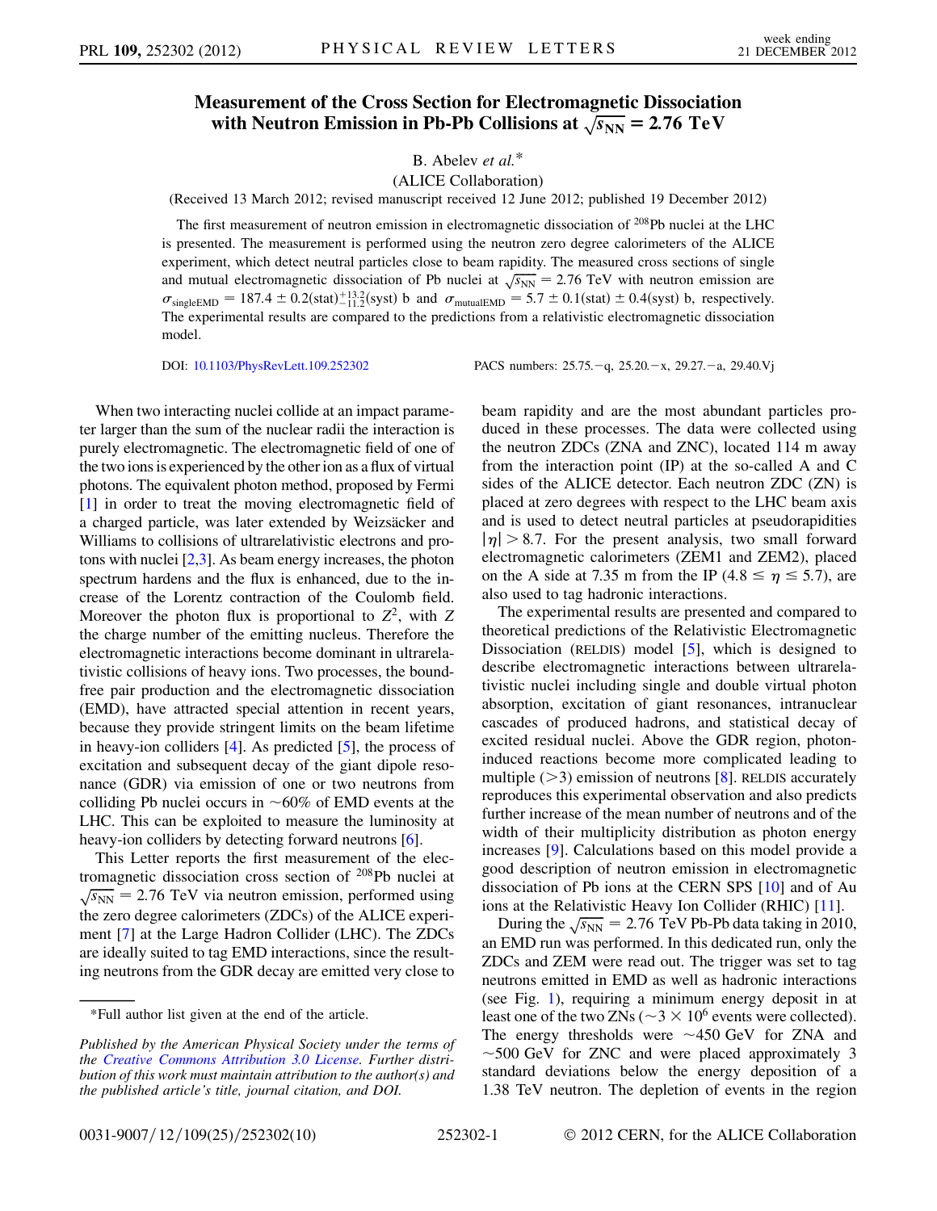# Measurement of the Cross Section for Electromagnetic Dissociation with Neutron Emission in Pb-Pb Collisions at $\sqrt{s_{NN}} = 2.76$ TeV

B. Abelev *et al.*\*

(ALICE Collaboration)

(Received 13 March 2012; revised manuscript received 12 June 2012; published 19 December 2012)

The first measurement of neutron emission in electromagnetic dissociation of $^{208}$Pb nuclei at the LHC is presented. The measurement is performed using the neutron zero degree calorimeters of the ALICE experiment, which detect neutral particles close to beam rapidity. The measured cross sections of single and mutual electromagnetic dissociation of Pb nuclei at $\sqrt{s_{NN}} = 2.76$ TeV with neutron emission are $\sigma_{\text{singleEMD}} = 187.4 \pm 0.2(\text{stat})^{+13.2}_{-11.2}(\text{syst})$ b and $\sigma_{\text{mutualEMD}} = 5.7 \pm 0.1(\text{stat}) \pm 0.4(\text{syst})$ b, respectively. The experimental results are compared to the predictions from a relativistic electromagnetic dissociation model.

DOI: 10.1103/PhysRevLett.109.252302

PACS numbers: 25.75.−q, 25.20.−x, 29.27.−a, 29.40.Vj

When two interacting nuclei collide at an impact parameter larger than the sum of the nuclear radii the interaction is purely electromagnetic. The electromagnetic field of one of the two ions is experienced by the other ion as a flux of virtual photons. The equivalent photon method, proposed by Fermi [1] in order to treat the moving electromagnetic field of a charged particle, was later extended by Weizsäcker and Williams to collisions of ultrarelativistic electrons and protons with nuclei [2,3]. As beam energy increases, the photon spectrum hardens and the flux is enhanced, due to the increase of the Lorentz contraction of the Coulomb field. Moreover the photon flux is proportional to $Z^2$, with $Z$ the charge number of the emitting nucleus. Therefore the electromagnetic interactions become dominant in ultrarelativistic collisions of heavy ions. Two processes, the bound-free pair production and the electromagnetic dissociation (EMD), have attracted special attention in recent years, because they provide stringent limits on the beam lifetime in heavy-ion colliders [4]. As predicted [5], the process of excitation and subsequent decay of the giant dipole resonance (GDR) via emission of one or two neutrons from colliding Pb nuclei occurs in ~60% of EMD events at the LHC. This can be exploited to measure the luminosity at heavy-ion colliders by detecting forward neutrons [6].

This Letter reports the first measurement of the electromagnetic dissociation cross section of $^{208}$Pb nuclei at $\sqrt{s_{NN}} = 2.76$ TeV via neutron emission, performed using the zero degree calorimeters (ZDCs) of the ALICE experiment [7] at the Large Hadron Collider (LHC). The ZDCs are ideally suited to tag EMD interactions, since the resulting neutrons from the GDR decay are emitted very close to beam rapidity and are the most abundant particles produced in these processes. The data were collected using the neutron ZDCs (ZNA and ZNC), located 114 m away from the interaction point (IP) at the so-called A and C sides of the ALICE detector. Each neutron ZDC (ZN) is placed at zero degrees with respect to the LHC beam axis and is used to detect neutral particles at pseudorapidities $|\eta| > 8.7$. For the present analysis, two small forward electromagnetic calorimeters (ZEM1 and ZEM2), placed on the A side at 7.35 m from the IP ($4.8 \leq \eta \leq 5.7$), are also used to tag hadronic interactions.

The experimental results are presented and compared to theoretical predictions of the Relativistic Electromagnetic Dissociation (RELDIS) model [5], which is designed to describe electromagnetic interactions between ultrarelativistic nuclei including single and double virtual photon absorption, excitation of giant resonances, intranuclear cascades of produced hadrons, and statistical decay of excited residual nuclei. Above the GDR region, photon-induced reactions become more complicated leading to multiple (>3) emission of neutrons [8]. RELDIS accurately reproduces this experimental observation and also predicts further increase of the mean number of neutrons and of the width of their multiplicity distribution as photon energy increases [9]. Calculations based on this model provide a good description of neutron emission in electromagnetic dissociation of Pb ions at the CERN SPS [10] and of Au ions at the Relativistic Heavy Ion Collider (RHIC) [11].

During the $\sqrt{s_{NN}} = 2.76$ TeV Pb-Pb data taking in 2010, an EMD run was performed. In this dedicated run, only the ZDCs and ZEM were read out. The trigger was set to tag neutrons emitted in EMD as well as hadronic interactions (see Fig. 1), requiring a minimum energy deposit in at least one of the two ZNs (~$3 \times 10^6$ events were collected). The energy thresholds were ~450 GeV for ZNA and ~500 GeV for ZNC and were placed approximately 3 standard deviations below the energy deposition of a 1.38 TeV neutron. The depletion of events in the region

\*Full author list given at the end of the article.

*Published by the American Physical Society under the terms of the Creative Commons Attribution 3.0 License. Further distribution of this work must maintain attribution to the author(s) and the published article's title, journal citation, and DOI.*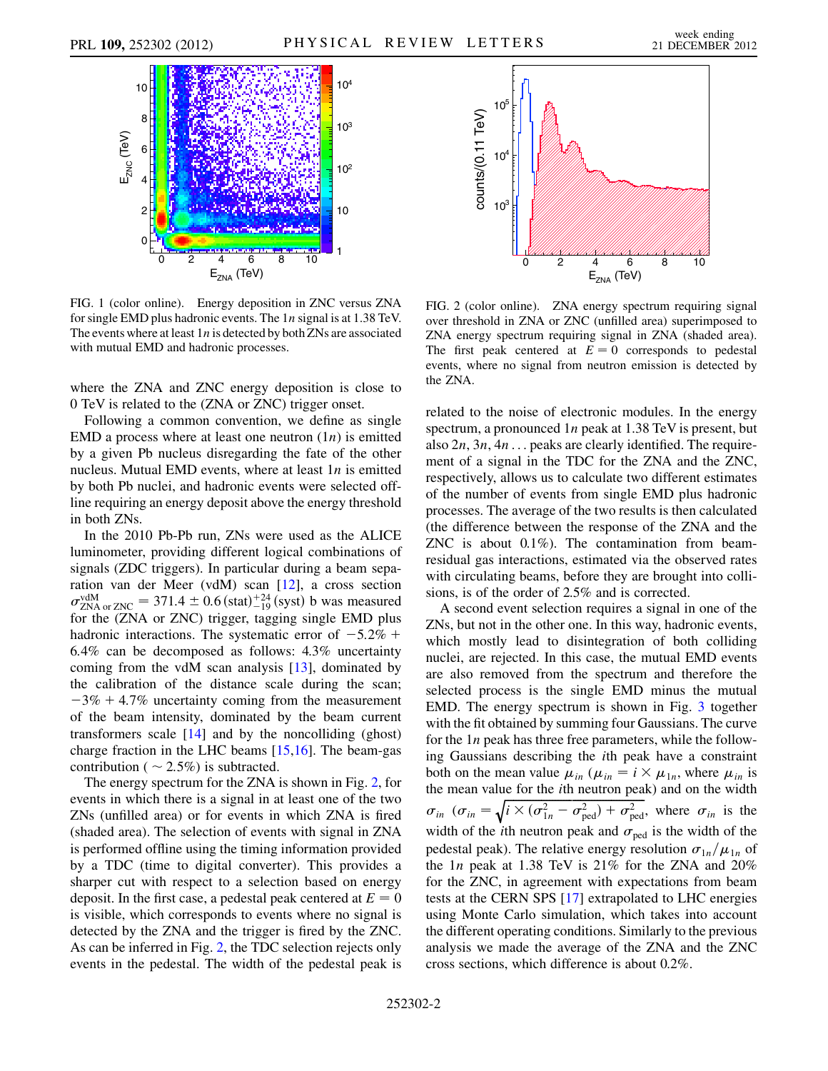$E_{ZNC}$ (TeV)

$E_{ZNA}$ (TeV)

FIG. 1 (color online). Energy deposition in ZNC versus ZNA for single EMD plus hadronic events. The $1n$ signal is at 1.38 TeV. The events where at least $1n$ is detected by both ZNs are associated with mutual EMD and hadronic processes.

counts/(0.11 TeV)

$E_{ZNA}$ (TeV)

FIG. 2 (color online). ZNA energy spectrum requiring signal over threshold in ZNA or ZNC (unfilled area) superimposed to ZNA energy spectrum requiring signal in ZNA (shaded area). The first peak centered at $E = 0$ corresponds to pedestal events, where no signal from neutron emission is detected by the ZNA.

where the ZNA and ZNC energy deposition is close to 0 TeV is related to the (ZNA or ZNC) trigger onset.

Following a common convention, we define as single EMD a process where at least one neutron ($1n$) is emitted by a given Pb nucleus disregarding the fate of the other nucleus. Mutual EMD events, where at least $1n$ is emitted by both Pb nuclei, and hadronic events were selected offline requiring an energy deposit above the energy threshold in both ZNs.

In the 2010 Pb-Pb run, ZNs were used as the ALICE luminometer, providing different logical combinations of signals (ZDC triggers). In particular during a beam separation van der Meer (vdM) scan [12], a cross section $\sigma^{\rm vdM}_{\rm ZNA\ or\ ZNC} = 371.4 \pm 0.6\,({\rm stat})^{+24}_{-19}\,({\rm syst})$ b was measured for the (ZNA or ZNC) trigger, tagging single EMD plus hadronic interactions. The systematic error of $-5.2\% + 6.4\%$ can be decomposed as follows: 4.3% uncertainty coming from the vdM scan analysis [13], dominated by the calibration of the distance scale during the scan; $-3\% + 4.7\%$ uncertainty coming from the measurement of the beam intensity, dominated by the beam current transformers scale [14] and by the noncolliding (ghost) charge fraction in the LHC beams [15,16]. The beam-gas contribution ($\sim 2.5\%$) is subtracted.

The energy spectrum for the ZNA is shown in Fig. 2, for events in which there is a signal in at least one of the two ZNs (unfilled area) or for events in which ZNA is fired (shaded area). The selection of events with signal in ZNA is performed offline using the timing information provided by a TDC (time to digital converter). This provides a sharper cut with respect to a selection based on energy deposit. In the first case, a pedestal peak centered at $E = 0$ is visible, which corresponds to events where no signal is detected by the ZNA and the trigger is fired by the ZNC. As can be inferred in Fig. 2, the TDC selection rejects only events in the pedestal. The width of the pedestal peak is related to the noise of electronic modules. In the energy spectrum, a pronounced $1n$ peak at 1.38 TeV is present, but also $2n$, $3n$, $4n$ ... peaks are clearly identified. The requirement of a signal in the TDC for the ZNA and the ZNC, respectively, allows us to calculate two different estimates of the number of events from single EMD plus hadronic processes. The average of the two results is then calculated (the difference between the response of the ZNA and the ZNC is about 0.1%). The contamination from beam-residual gas interactions, estimated via the observed rates with circulating beams, before they are brought into collisions, is of the order of 2.5% and is corrected.

A second event selection requires a signal in one of the ZNs, but not in the other one. In this way, hadronic events, which mostly lead to disintegration of both colliding nuclei, are rejected. In this case, the mutual EMD events are also removed from the spectrum and therefore the selected process is the single EMD minus the mutual EMD. The energy spectrum is shown in Fig. 3 together with the fit obtained by summing four Gaussians. The curve for the $1n$ peak has three free parameters, while the following Gaussians describing the $i$th peak have a constraint both on the mean value $\mu_{in}$ ($\mu_{in} = i \times \mu_{1n}$, where $\mu_{in}$ is the mean value for the $i$th neutron peak) and on the width $\sigma_{in}$ ($\sigma_{in} = \sqrt{i \times (\sigma^2_{1n} - \sigma^2_{\rm ped}) + \sigma^2_{\rm ped}}$, where $\sigma_{in}$ is the width of the $i$th neutron peak and $\sigma_{\rm ped}$ is the width of the pedestal peak). The relative energy resolution $\sigma_{1n}/\mu_{1n}$ of the $1n$ peak at 1.38 TeV is 21% for the ZNA and 20% for the ZNC, in agreement with expectations from beam tests at the CERN SPS [17] extrapolated to LHC energies using Monte Carlo simulation, which takes into account the different operating conditions. Similarly to the previous analysis we made the average of the ZNA and the ZNC cross sections, which difference is about 0.2%.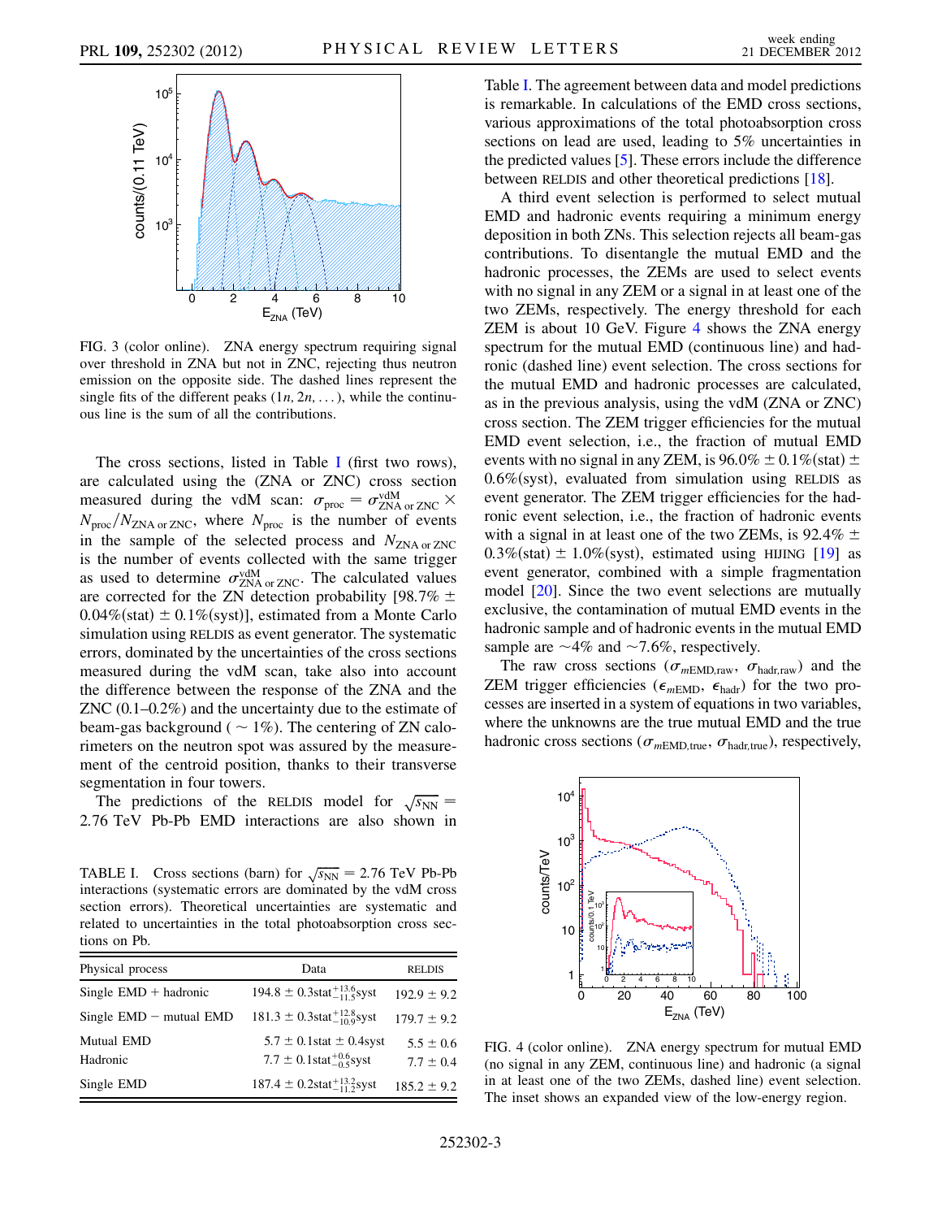$10^5$

$10^4$

$10^3$

counts/(0.11 TeV)

0 2 4 6 8 10

$E_{ZNA}$ (TeV)

FIG. 3 (color online). ZNA energy spectrum requiring signal over threshold in ZNA but not in ZNC, rejecting thus neutron emission on the opposite side. The dashed lines represent the single fits of the different peaks ($1n, 2n, \ldots$), while the continuous line is the sum of all the contributions.

The cross sections, listed in Table I (first two rows), are calculated using the (ZNA or ZNC) cross section measured during the vdM scan: $\sigma_{\text{proc}} = \sigma^{\text{vdM}}_{\text{ZNA or ZNC}} \times N_{\text{proc}}/N_{\text{ZNA or ZNC}}$, where $N_{\text{proc}}$ is the number of events in the sample of the selected process and $N_{\text{ZNA or ZNC}}$ is the number of events collected with the same trigger as used to determine $\sigma^{\text{vdM}}_{\text{ZNA or ZNC}}$. The calculated values are corrected for the ZN detection probability [$98.7\% \pm 0.04\%(\text{stat}) \pm 0.1\%(\text{syst})$], estimated from a Monte Carlo simulation using RELDIS as event generator. The systematic errors, dominated by the uncertainties of the cross sections measured during the vdM scan, take also into account the difference between the response of the ZNA and the ZNC (0.1–0.2%) and the uncertainty due to the estimate of beam-gas background ($\sim 1\%$). The centering of ZN calorimeters on the neutron spot was assured by the measurement of the centroid position, thanks to their transverse segmentation in four towers.

The predictions of the RELDIS model for $\sqrt{s_{\text{NN}}} = 2.76$ TeV Pb-Pb EMD interactions are also shown in Table I. The agreement between data and model predictions is remarkable. In calculations of the EMD cross sections, various approximations of the total photoabsorption cross sections on lead are used, leading to 5% uncertainties in the predicted values [5]. These errors include the difference between RELDIS and other theoretical predictions [18].

TABLE I. Cross sections (barn) for $\sqrt{s_{\text{NN}}} = 2.76$ TeV Pb-Pb interactions (systematic errors are dominated by the vdM cross section errors). Theoretical uncertainties are systematic and related to uncertainties in the total photoabsorption cross sections on Pb.

| Physical process | Data | RELDIS |
|---|---|---|
| Single EMD + hadronic | $194.8 \pm 0.3\text{stat}^{+13.6}_{-11.5}\text{syst}$ | $192.9 \pm 9.2$ |
| Single EMD − mutual EMD | $181.3 \pm 0.3\text{stat}^{+12.8}_{-10.9}\text{syst}$ | $179.7 \pm 9.2$ |
| Mutual EMD | $5.7 \pm 0.1\text{stat} \pm 0.4\text{syst}$ | $5.5 \pm 0.6$ |
| Hadronic | $7.7 \pm 0.1\text{stat}^{+0.6}_{-0.5}\text{syst}$ | $7.7 \pm 0.4$ |
| Single EMD | $187.4 \pm 0.2\text{stat}^{+13.2}_{-11.2}\text{syst}$ | $185.2 \pm 9.2$ |

A third event selection is performed to select mutual EMD and hadronic events requiring a minimum energy deposition in both ZNs. This selection rejects all beam-gas contributions. To disentangle the mutual EMD and the hadronic processes, the ZEMs are used to select events with no signal in any ZEM or a signal in at least one of the two ZEMs, respectively. The energy threshold for each ZEM is about 10 GeV. Figure 4 shows the ZNA energy spectrum for the mutual EMD (continuous line) and hadronic (dashed line) event selection. The cross sections for the mutual EMD and hadronic processes are calculated, as in the previous analysis, using the vdM (ZNA or ZNC) cross section. The ZEM trigger efficiencies for the mutual EMD event selection, i.e., the fraction of mutual EMD events with no signal in any ZEM, is $96.0\% \pm 0.1\%(\text{stat}) \pm 0.6\%(\text{syst})$, evaluated from simulation using RELDIS as event generator. The ZEM trigger efficiencies for the hadronic event selection, i.e., the fraction of hadronic events with a signal in at least one of the two ZEMs, is $92.4\% \pm 0.3\%(\text{stat}) \pm 1.0\%(\text{syst})$, estimated using HIJING [19] as event generator, combined with a simple fragmentation model [20]. Since the two event selections are mutually exclusive, the contamination of mutual EMD events in the hadronic sample and of hadronic events in the mutual EMD sample are $\sim$4% and $\sim$7.6%, respectively.

The raw cross sections ($\sigma_{m\text{EMD,raw}}$, $\sigma_{\text{hadr,raw}}$) and the ZEM trigger efficiencies ($\epsilon_{m\text{EMD}}$, $\epsilon_{\text{hadr}}$) for the two processes are inserted in a system of equations in two variables, where the unknowns are the true mutual EMD and the true hadronic cross sections ($\sigma_{m\text{EMD,true}}$, $\sigma_{\text{hadr,true}}$), respectively,

$10^4$

$10^3$

$10^2$

10

1

counts/TeV

0 20 40 60 80 100

$E_{ZNA}$ (TeV)

FIG. 4 (color online). ZNA energy spectrum for mutual EMD (no signal in any ZEM, continuous line) and hadronic (a signal in at least one of the two ZEMs, dashed line) event selection. The inset shows an expanded view of the low-energy region.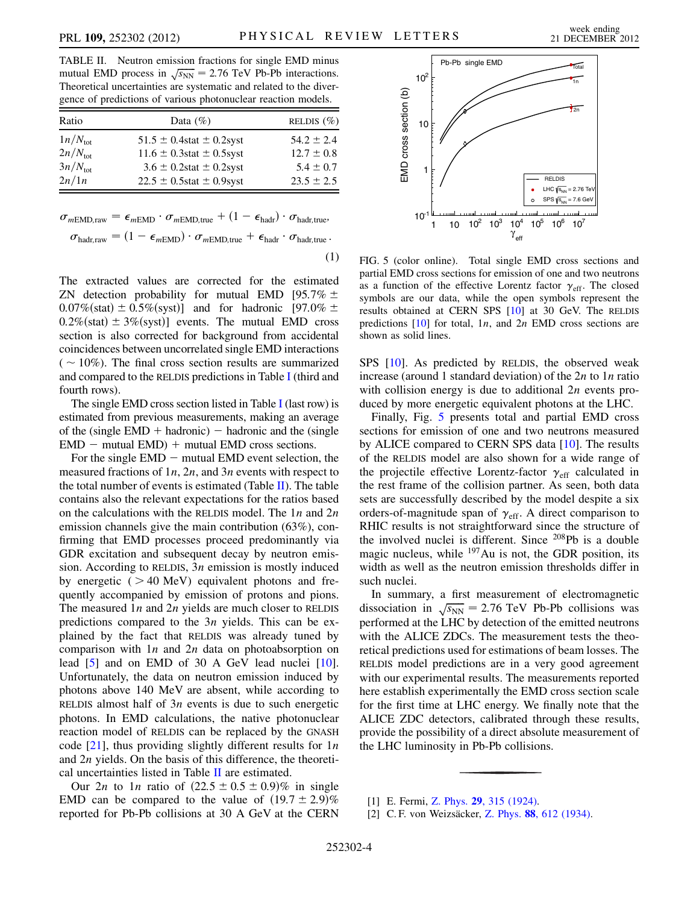TABLE II. Neutron emission fractions for single EMD minus mutual EMD process in $\sqrt{s_{NN}} = 2.76$ TeV Pb-Pb interactions. Theoretical uncertainties are systematic and related to the divergence of predictions of various photonuclear reaction models.

| Ratio | Data (%) | RELDIS (%) |
|---|---|---|
| $1n/N_{tot}$ | $51.5 \pm 0.4$stat $\pm 0.2$syst | $54.2 \pm 2.4$ |
| $2n/N_{tot}$ | $11.6 \pm 0.3$stat $\pm 0.5$syst | $12.7 \pm 0.8$ |
| $3n/N_{tot}$ | $3.6 \pm 0.2$stat $\pm 0.2$syst | $5.4 \pm 0.7$ |
| $2n/1n$ | $22.5 \pm 0.5$stat $\pm 0.9$syst | $23.5 \pm 2.5$ |

$$\sigma_{m\mathrm{EMD,raw}} = \epsilon_{m\mathrm{EMD}} \cdot \sigma_{m\mathrm{EMD,true}} + (1 - \epsilon_{\mathrm{hadr}}) \cdot \sigma_{\mathrm{hadr,true}},$$
$$\sigma_{\mathrm{hadr,raw}} = (1 - \epsilon_{m\mathrm{EMD}}) \cdot \sigma_{m\mathrm{EMD,true}} + \epsilon_{\mathrm{hadr}} \cdot \sigma_{\mathrm{hadr,true}}. \tag{1}$$

The extracted values are corrected for the estimated ZN detection probability for mutual EMD [95.7% $\pm$ 0.07%(stat) $\pm$ 0.5%(syst)] and for hadronic [97.0% $\pm$ 0.2%(stat) $\pm$ 3%(syst)] events. The mutual EMD cross section is also corrected for background from accidental coincidences between uncorrelated single EMD interactions ($\sim$ 10%). The final cross section results are summarized and compared to the RELDIS predictions in Table I (third and fourth rows).

The single EMD cross section listed in Table I (last row) is estimated from previous measurements, making an average of the (single EMD + hadronic) − hadronic and the (single EMD − mutual EMD) + mutual EMD cross sections.

For the single EMD − mutual EMD event selection, the measured fractions of $1n$, $2n$, and $3n$ events with respect to the total number of events is estimated (Table II). The table contains also the relevant expectations for the ratios based on the calculations with the RELDIS model. The $1n$ and $2n$ emission channels give the main contribution (63%), confirming that EMD processes proceed predominantly via GDR excitation and subsequent decay by neutron emission. According to RELDIS, $3n$ emission is mostly induced by energetic ($>$ 40 MeV) equivalent photons and frequently accompanied by emission of protons and pions. The measured $1n$ and $2n$ yields are much closer to RELDIS predictions compared to the $3n$ yields. This can be explained by the fact that RELDIS was already tuned by comparison with $1n$ and $2n$ data on photoabsorption on lead [5] and on EMD of 30 A GeV lead nuclei [10]. Unfortunately, the data on neutron emission induced by photons above 140 MeV are absent, while according to RELDIS almost half of $3n$ events is due to such energetic photons. In EMD calculations, the native photonuclear reaction model of RELDIS can be replaced by the GNASH code [21], thus providing slightly different results for $1n$ and $2n$ yields. On the basis of this difference, the theoretical uncertainties listed in Table II are estimated.

Our $2n$ to $1n$ ratio of $(22.5 \pm 0.5 \pm 0.9)$% in single EMD can be compared to the value of $(19.7 \pm 2.9)$% reported for Pb-Pb collisions at 30 A GeV at the CERN SPS [10]. As predicted by RELDIS, the observed weak increase (around 1 standard deviation) of the $2n$ to $1n$ ratio with collision energy is due to additional $2n$ events produced by more energetic equivalent photons at the LHC.

Pb-Pb single EMD
Total
1n
2n
EMD cross section (b)
$10^{-1}$
1
10
$10^2$
1 10 $10^2$ $10^3$ $10^4$ $10^5$ $10^6$ $10^7$
$\gamma_{\mathrm{eff}}$
RELDIS
LHC $\sqrt{s_{NN}}$ = 2.76 TeV
SPS $\sqrt{s_{NN}}$ = 7.6 GeV

FIG. 5 (color online). Total single EMD cross sections and partial EMD cross sections for emission of one and two neutrons as a function of the effective Lorentz factor $\gamma_{\mathrm{eff}}$. The closed symbols are our data, while the open symbols represent the results obtained at CERN SPS [10] at 30 GeV. The RELDIS predictions [10] for total, $1n$, and $2n$ EMD cross sections are shown as solid lines.

Finally, Fig. 5 presents total and partial EMD cross sections for emission of one and two neutrons measured by ALICE compared to CERN SPS data [10]. The results of the RELDIS model are also shown for a wide range of the projectile effective Lorentz-factor $\gamma_{\mathrm{eff}}$ calculated in the rest frame of the collision partner. As seen, both data sets are successfully described by the model despite a six orders-of-magnitude span of $\gamma_{\mathrm{eff}}$. A direct comparison to RHIC results is not straightforward since the structure of the involved nuclei is different. Since $^{208}$Pb is a double magic nucleus, while $^{197}$Au is not, the GDR position, its width as well as the neutron emission thresholds differ in such nuclei.

In summary, a first measurement of electromagnetic dissociation in $\sqrt{s_{NN}} = 2.76$ TeV Pb-Pb collisions was performed at the LHC by detection of the emitted neutrons with the ALICE ZDCs. The measurement tests the theoretical predictions used for estimations of beam losses. The RELDIS model predictions are in a very good agreement with our experimental results. The measurements reported here establish experimentally the EMD cross section scale for the first time at LHC energy. We finally note that the ALICE ZDC detectors, calibrated through these results, provide the possibility of a direct absolute measurement of the LHC luminosity in Pb-Pb collisions.

[1] E. Fermi, Z. Phys. **29**, 315 (1924).
[2] C. F. von Weizsäcker, Z. Phys. **88**, 612 (1934).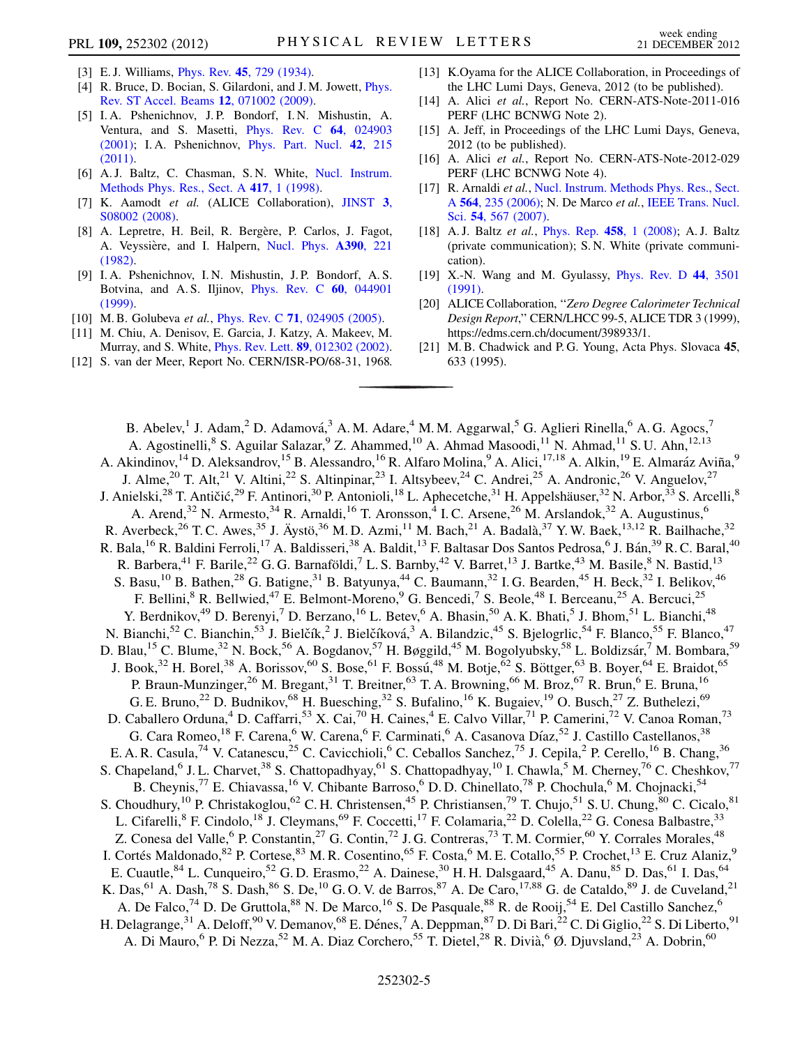[3] E. J. Williams, Phys. Rev. **45**, 729 (1934).

[4] R. Bruce, D. Bocian, S. Gilardoni, and J. M. Jowett, Phys. Rev. ST Accel. Beams **12**, 071002 (2009).

[5] I. A. Pshenichnov, J. P. Bondorf, I. N. Mishustin, A. Ventura, and S. Masetti, Phys. Rev. C **64**, 024903 (2001); I. A. Pshenichnov, Phys. Part. Nucl. **42**, 215 (2011).

[6] A. J. Baltz, C. Chasman, S. N. White, Nucl. Instrum. Methods Phys. Res., Sect. A **417**, 1 (1998).

[7] K. Aamodt *et al.* (ALICE Collaboration), JINST **3**, S08002 (2008).

[8] A. Lepretre, H. Beil, R. Bergère, P. Carlos, J. Fagot, A. Veyssière, and I. Halpern, Nucl. Phys. **A390**, 221 (1982).

[9] I. A. Pshenichnov, I. N. Mishustin, J. P. Bondorf, A. S. Botvina, and A. S. Iljinov, Phys. Rev. C **60**, 044901 (1999).

[10] M. B. Golubeva *et al.*, Phys. Rev. C **71**, 024905 (2005).

[11] M. Chiu, A. Denisov, E. Garcia, J. Katzy, A. Makeev, M. Murray, and S. White, Phys. Rev. Lett. **89**, 012302 (2002).

[12] S. van der Meer, Report No. CERN/ISR-PO/68-31, 1968.

[13] K.Oyama for the ALICE Collaboration, in Proceedings of the LHC Lumi Days, Geneva, 2012 (to be published).

[14] A. Alici *et al.*, Report No. CERN-ATS-Note-2011-016 PERF (LHC BCNWG Note 2).

[15] A. Jeff, in Proceedings of the LHC Lumi Days, Geneva, 2012 (to be published).

[16] A. Alici *et al.*, Report No. CERN-ATS-Note-2012-029 PERF (LHC BCNWG Note 4).

[17] R. Arnaldi *et al.*, Nucl. Instrum. Methods Phys. Res., Sect. A **564**, 235 (2006); N. De Marco *et al.*, IEEE Trans. Nucl. Sci. **54**, 567 (2007).

[18] A. J. Baltz *et al.*, Phys. Rep. **458**, 1 (2008); A. J. Baltz (private communication); S. N. White (private communication).

[19] X.-N. Wang and M. Gyulassy, Phys. Rev. D **44**, 3501 (1991).

[20] ALICE Collaboration, "*Zero Degree Calorimeter Technical Design Report*," CERN/LHCC 99-5, ALICE TDR 3 (1999), https://edms.cern.ch/document/398933/1.

[21] M. B. Chadwick and P. G. Young, Acta Phys. Slovaca **45**, 633 (1995).

---

B. Abelev,[1] J. Adam,[2] D. Adamová,[3] A. M. Adare,[4] M. M. Aggarwal,[5] G. Aglieri Rinella,[6] A. G. Agocs,[7] A. Agostinelli,[8] S. Aguilar Salazar,[9] Z. Ahammed,[10] A. Ahmad Masoodi,[11] N. Ahmad,[11] S. U. Ahn,[12,13] A. Akindinov,[14] D. Aleksandrov,[15] B. Alessandro,[16] R. Alfaro Molina,[9] A. Alici,[17,18] A. Alkin,[19] E. Almaráz Aviña,[9] J. Alme,[20] T. Alt,[21] V. Altini,[22] S. Altinpinar,[23] I. Altsybeev,[24] C. Andrei,[25] A. Andronic,[26] V. Anguelov,[27] J. Anielski,[28] T. Antičić,[29] F. Antinori,[30] P. Antonioli,[18] L. Aphecetche,[31] H. Appelshäuser,[32] N. Arbor,[33] S. Arcelli,[8] A. Arend,[32] N. Armesto,[34] R. Arnaldi,[16] T. Aronsson,[4] I. C. Arsene,[26] M. Arslandok,[32] A. Augustinus,[6] R. Averbeck,[26] T. C. Awes,[35] J. Äystö,[36] M. D. Azmi,[11] M. Bach,[21] A. Badalà,[37] Y. W. Baek,[13,12] R. Bailhache,[32] R. Bala,[16] R. Baldini Ferroli,[17] A. Baldisseri,[38] A. Baldit,[13] F. Baltasar Dos Santos Pedrosa,[6] J. Bán,[39] R. C. Baral,[40] R. Barbera,[41] F. Barile,[22] G. G. Barnaföldi,[7] L. S. Barnby,[42] V. Barret,[13] J. Bartke,[43] M. Basile,[8] N. Bastid,[13] S. Basu,[10] B. Bathen,[28] G. Batigne,[31] B. Batyunya,[44] C. Baumann,[32] I. G. Bearden,[45] H. Beck,[32] I. Belikov,[46] F. Bellini,[8] R. Bellwied,[47] E. Belmont-Moreno,[9] G. Bencedi,[7] S. Beole,[48] I. Berceanu,[25] A. Bercuci,[25] Y. Berdnikov,[49] D. Berenyi,[7] D. Berzano,[16] L. Betev,[6] A. Bhasin,[50] A. K. Bhati,[5] J. Bhom,[51] L. Bianchi,[48] N. Bianchi,[52] C. Bianchin,[53] J. Bielčík,[2] J. Bielčíková,[3] A. Bilandzic,[45] S. Bjelogrlic,[54] F. Blanco,[55] F. Blanco,[47] D. Blau,[15] C. Blume,[32] N. Bock,[56] A. Bogdanov,[57] H. Bøggild,[45] M. Bogolyubsky,[58] L. Boldizsár,[7] M. Bombara,[59] J. Book,[32] H. Borel,[38] A. Borissov,[60] S. Bose,[61] F. Bossú,[48] M. Botje,[62] S. Böttger,[63] B. Boyer,[64] E. Braidot,[65] P. Braun-Munzinger,[26] M. Bregant,[31] T. Breitner,[63] T. A. Browning,[66] M. Broz,[67] R. Brun,[6] E. Bruna,[16] G. E. Bruno,[22] D. Budnikov,[68] H. Buesching,[32] S. Bufalino,[16] K. Bugaiev,[19] O. Busch,[27] Z. Buthelezi,[69] D. Caballero Orduna,[4] D. Caffarri,[53] X. Cai,[70] H. Caines,[4] E. Calvo Villar,[71] P. Camerini,[72] V. Canoa Roman,[73] G. Cara Romeo,[18] F. Carena,[6] W. Carena,[6] F. Carminati,[6] A. Casanova Díaz,[52] J. Castillo Castellanos,[38] E. A. R. Casula,[74] V. Catanescu,[25] C. Cavicchioli,[6] C. Ceballos Sanchez,[75] J. Cepila,[2] P. Cerello,[16] B. Chang,[36] S. Chapeland,[6] J. L. Charvet,[38] S. Chattopadhyay,[61] S. Chattopadhyay,[10] I. Chawla,[5] M. Cherney,[76] C. Cheshkov,[77] B. Cheynis,[77] E. Chiavassa,[16] V. Chibante Barroso,[6] D. D. Chinellato,[78] P. Chochula,[6] M. Chojnacki,[54] S. Choudhury,[10] P. Christakoglou,[62] C. H. Christensen,[45] P. Christiansen,[79] T. Chujo,[51] S. U. Chung,[80] C. Cicalo,[81] L. Cifarelli,[8] F. Cindolo,[18] J. Cleymans,[69] F. Coccetti,[17] F. Colamaria,[22] D. Colella,[22] G. Conesa Balbastre,[33] Z. Conesa del Valle,[6] P. Constantin,[27] G. Contin,[72] J. G. Contreras,[73] T. M. Cormier,[60] Y. Corrales Morales,[48] I. Cortés Maldonado,[82] P. Cortese,[83] M. R. Cosentino,[65] F. Costa,[6] M. E. Cotallo,[55] P. Crochet,[13] E. Cruz Alaniz,[9] E. Cuautle,[84] L. Cunqueiro,[52] G. D. Erasmo,[22] A. Dainese,[30] H. H. Dalsgaard,[45] A. Danu,[85] D. Das,[61] I. Das,[64] K. Das,[61] A. Dash,[78] S. Dash,[86] S. De,[10] G. O. V. de Barros,[87] A. De Caro,[17,88] G. de Cataldo,[89] J. de Cuveland,[21] A. De Falco,[74] D. De Gruttola,[88] N. De Marco,[16] S. De Pasquale,[88] R. de Rooij,[54] E. Del Castillo Sanchez,[6] H. Delagrange,[31] A. Deloff,[90] V. Demanov,[68] E. Dénes,[7] A. Deppman,[87] D. Di Bari,[22] C. Di Giglio,[22] S. Di Liberto,[91] A. Di Mauro,[6] P. Di Nezza,[52] M. A. Diaz Corchero,[55] T. Dietel,[28] R. Divià,[6] Ø. Djuvsland,[23] A. Dobrin,[60]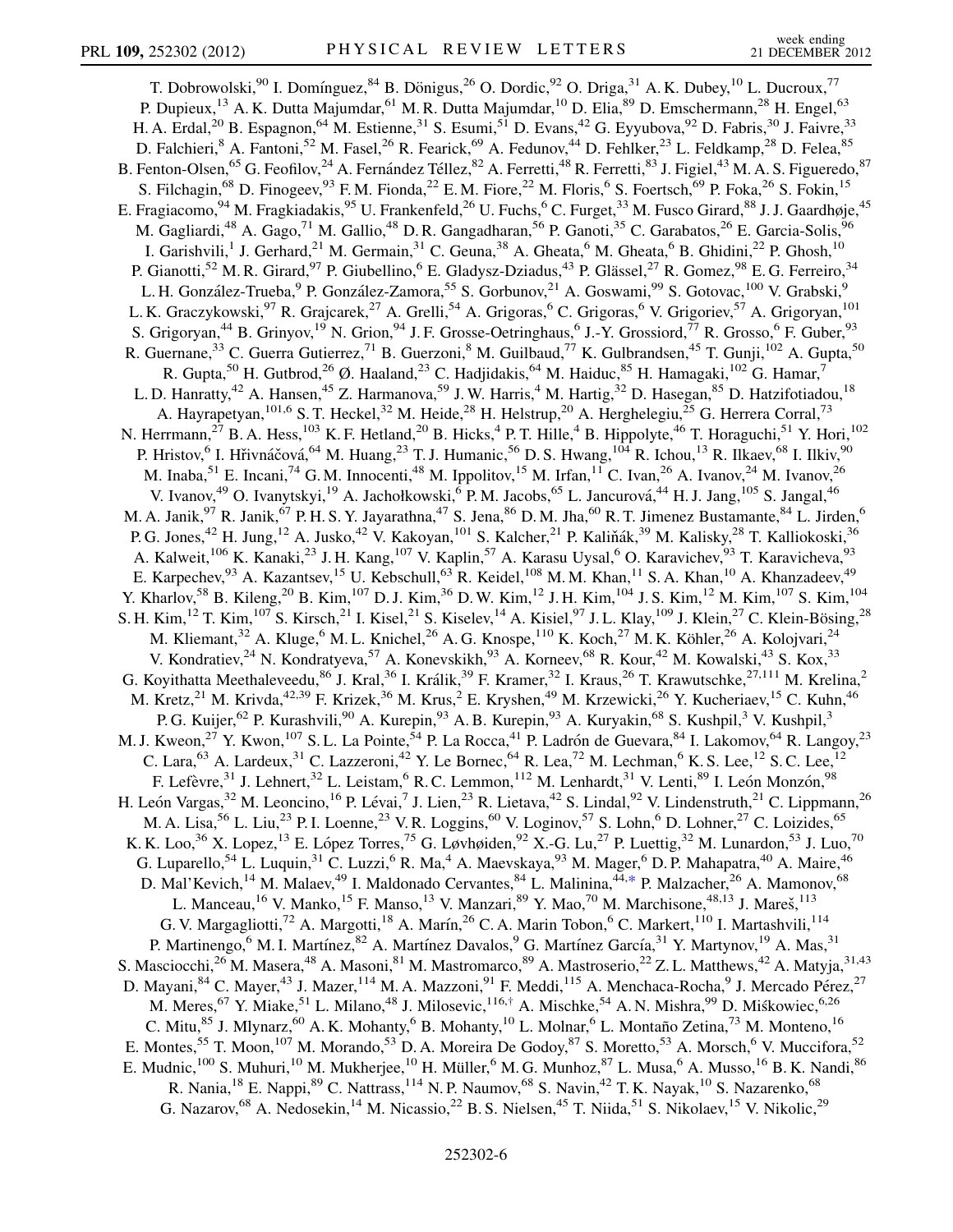T. Dobrowolski,[90] I. Domínguez,[84] B. Dönigus,[26] O. Dordic,[92] O. Driga,[31] A. K. Dubey,[10] L. Ducroux,[77] P. Dupieux,[13] A. K. Dutta Majumdar,[61] M. R. Dutta Majumdar,[10] D. Elia,[89] D. Emschermann,[28] H. Engel,[63] H. A. Erdal,[20] B. Espagnon,[64] M. Estienne,[31] S. Esumi,[51] D. Evans,[42] G. Eyyubova,[92] D. Fabris,[30] J. Faivre,[33] D. Falchieri,[8] A. Fantoni,[52] M. Fasel,[26] R. Fearick,[69] A. Fedunov,[44] D. Fehlker,[23] L. Feldkamp,[28] D. Felea,[85] B. Fenton-Olsen,[65] G. Feofilov,[24] A. Fernández Téllez,[82] A. Ferretti,[48] R. Ferretti,[83] J. Figiel,[43] M. A. S. Figueredo,[87] S. Filchagin,[68] D. Finogeev,[93] F. M. Fionda,[22] E. M. Fiore,[22] M. Floris,[6] S. Foertsch,[69] P. Foka,[26] S. Fokin,[15] E. Fragiacomo,[94] M. Fragkiadakis,[95] U. Frankenfeld,[26] U. Fuchs,[6] C. Furget,[33] M. Fusco Girard,[88] J. J. Gaardhøje,[45] M. Gagliardi,[48] A. Gago,[71] M. Gallio,[48] D. R. Gangadharan,[56] P. Ganoti,[35] C. Garabatos,[26] E. Garcia-Solis,[96] I. Garishvili,[1] J. Gerhard,[21] M. Germain,[31] C. Geuna,[38] A. Gheata,[6] M. Gheata,[6] B. Ghidini,[22] P. Ghosh,[10] P. Gianotti,[52] M. R. Girard,[97] P. Giubellino,[6] E. Gladysz-Dziadus,[43] P. Glässel,[27] R. Gomez,[98] E. G. Ferreiro,[34] L. H. González-Trueba,[9] P. González-Zamora,[55] S. Gorbunov,[21] A. Goswami,[99] S. Gotovac,[100] V. Grabski,[9] L. K. Graczykowski,[97] R. Grajcarek,[27] A. Grelli,[54] A. Grigoras,[6] C. Grigoras,[6] V. Grigoriev,[57] A. Grigoryan,[101] S. Grigoryan,[44] B. Grinyov,[19] N. Grion,[94] J. F. Grosse-Oetringhaus,[6] J.-Y. Grossiord,[77] R. Grosso,[6] F. Guber,[93] R. Guernane,[33] C. Guerra Gutierrez,[71] B. Guerzoni,[8] M. Guilbaud,[77] K. Gulbrandsen,[45] T. Gunji,[102] A. Gupta,[50] R. Gupta,[50] H. Gutbrod,[26] Ø. Haaland,[23] C. Hadjidakis,[64] M. Haiduc,[85] H. Hamagaki,[102] G. Hamar,[7] L. D. Hanratty,[42] A. Hansen,[45] Z. Harmanova,[59] J. W. Harris,[4] M. Hartig,[32] D. Hasegan,[85] D. Hatzifotiadou,[18] A. Hayrapetyan,[101,6] S. T. Heckel,[32] M. Heide,[28] H. Helstrup,[20] A. Herghelegiu,[25] G. Herrera Corral,[73] N. Herrmann,[27] B. A. Hess,[103] K. F. Hetland,[20] B. Hicks,[4] P. T. Hille,[4] B. Hippolyte,[46] T. Horaguchi,[51] Y. Hori,[102] P. Hristov,[6] I. Hřivnáčová,[64] M. Huang,[23] T. J. Humanic,[56] D. S. Hwang,[104] R. Ichou,[13] R. Ilkaev,[68] I. Ilkiv,[90] M. Inaba,[51] E. Incani,[74] G. M. Innocenti,[48] M. Ippolitov,[15] M. Irfan,[11] C. Ivan,[26] A. Ivanov,[24] M. Ivanov,[26] V. Ivanov,[49] O. Ivanytskyi,[19] A. Jachołkowski,[6] P. M. Jacobs,[65] L. Jancurová,[44] H. J. Jang,[105] S. Jangal,[46] M. A. Janik,[97] R. Janik,[67] P. H. S. Y. Jayarathna,[47] S. Jena,[86] D. M. Jha,[60] R. T. Jimenez Bustamante,[84] L. Jirden,[6] P. G. Jones,[42] H. Jung,[12] A. Jusko,[42] V. Kakoyan,[101] S. Kalcher,[21] P. Kaliňák,[39] M. Kalisky,[28] T. Kalliokoski,[36] A. Kalweit,[106] K. Kanaki,[23] J. H. Kang,[107] V. Kaplin,[57] A. Karasu Uysal,[6] O. Karavichev,[93] T. Karavicheva,[93] E. Karpechev,[93] A. Kazantsev,[15] U. Kebschull,[63] R. Keidel,[108] M. M. Khan,[11] S. A. Khan,[10] A. Khanzadeev,[49] Y. Kharlov,[58] B. Kileng,[20] B. Kim,[107] D. J. Kim,[36] D. W. Kim,[12] J. H. Kim,[104] J. S. Kim,[12] M. Kim,[107] S. Kim,[104] S. H. Kim,[12] T. Kim,[107] S. Kirsch,[21] I. Kisel,[21] S. Kiselev,[14] A. Kisiel,[97] J. L. Klay,[109] J. Klein,[27] C. Klein-Bösing,[28] M. Kliemant,[32] A. Kluge,[6] M. L. Knichel,[26] A. G. Knospe,[110] K. Koch,[27] M. K. Köhler,[26] A. Kolojvari,[24] V. Kondratiev,[24] N. Kondratyeva,[57] A. Konevskikh,[93] A. Korneev,[68] R. Kour,[42] M. Kowalski,[43] S. Kox,[33] G. Koyithatta Meethaleveedu,[86] J. Kral,[36] I. Králik,[39] F. Kramer,[32] I. Kraus,[26] T. Krawutschke,[27,111] M. Krelina,[2] M. Kretz,[21] M. Krivda,[42,39] F. Krizek,[36] M. Krus,[2] E. Kryshen,[49] M. Krzewicki,[26] Y. Kucheriaev,[15] C. Kuhn,[46] P. G. Kuijer,[62] P. Kurashvili,[90] A. Kurepin,[93] A. B. Kurepin,[93] A. Kuryakin,[68] S. Kushpil,[3] V. Kushpil,[3] M. J. Kweon,[27] Y. Kwon,[107] S. L. La Pointe,[54] P. La Rocca,[41] P. Ladrón de Guevara,[84] I. Lakomov,[64] R. Langoy,[23] C. Lara,[63] A. Lardeux,[31] C. Lazzeroni,[42] Y. Le Bornec,[64] R. Lea,[72] M. Lechman,[6] K. S. Lee,[12] S. C. Lee,[12] F. Lefèvre,[31] J. Lehnert,[32] L. Leistam,[6] R. C. Lemmon,[112] M. Lenhardt,[31] V. Lenti,[89] I. León Monzón,[98] H. León Vargas,[32] M. Leoncino,[16] P. Lévai,[7] J. Lien,[23] R. Lietava,[42] S. Lindal,[92] V. Lindenstruth,[21] C. Lippmann,[26] M. A. Lisa,[56] L. Liu,[23] P. I. Loenne,[23] V. R. Loggins,[60] V. Loginov,[57] S. Lohn,[6] D. Lohner,[27] C. Loizides,[65] K. K. Loo,[36] X. Lopez,[13] E. López Torres,[75] G. Løvhøiden,[92] X.-G. Lu,[27] P. Luettig,[32] M. Lunardon,[53] J. Luo,[70] G. Luparello,[54] L. Luquin,[31] C. Luzzi,[6] R. Ma,[4] A. Maevskaya,[93] M. Mager,[6] D. P. Mahapatra,[40] A. Maire,[46] D. Mal'Kevich,[14] M. Malaev,[49] I. Maldonado Cervantes,[84] L. Malinina,[44,*] P. Malzacher,[26] A. Mamonov,[68] L. Manceau,[16] V. Manko,[15] F. Manso,[13] V. Manzari,[89] Y. Mao,[70] M. Marchisone,[48,13] J. Mareš,[113] G. V. Margagliotti,[72] A. Margotti,[18] A. Marín,[26] C. A. Marin Tobon,[6] C. Markert,[110] I. Martashvili,[114] P. Martinengo,[6] M. I. Martínez,[82] A. Martínez Davalos,[9] G. Martínez García,[31] Y. Martynov,[19] A. Mas,[31] S. Masciocchi,[26] M. Masera,[48] A. Masoni,[81] M. Mastromarco,[89] A. Mastroserio,[22] Z. L. Matthews,[42] A. Matyja,[31,43] D. Mayani,[84] C. Mayer,[43] J. Mazer,[114] M. A. Mazzoni,[91] F. Meddi,[115] A. Menchaca-Rocha,[9] J. Mercado Pérez,[27] M. Meres,[67] Y. Miake,[51] L. Milano,[48] J. Milosevic,[116,†] A. Mischke,[54] A. N. Mishra,[99] D. Miśkowiec,[6,26] C. Mitu,[85] J. Mlynarz,[60] A. K. Mohanty,[6] B. Mohanty,[10] L. Molnar,[6] L. Montaño Zetina,[73] M. Monteno,[16] E. Montes,[55] T. Moon,[107] M. Morando,[53] D. A. Moreira De Godoy,[87] S. Moretto,[53] A. Morsch,[6] V. Muccifora,[52] E. Mudnic,[100] S. Muhuri,[10] M. Mukherjee,[10] H. Müller,[6] M. G. Munhoz,[87] L. Musa,[6] A. Musso,[16] B. K. Nandi,[86] R. Nania,[18] E. Nappi,[89] C. Nattrass,[114] N. P. Naumov,[68] S. Navin,[42] T. K. Nayak,[10] S. Nazarenko,[68] G. Nazarov,[68] A. Nedosekin,[14] M. Nicassio,[22] B. S. Nielsen,[45] T. Niida,[51] S. Nikolaev,[15] V. Nikolic,[29]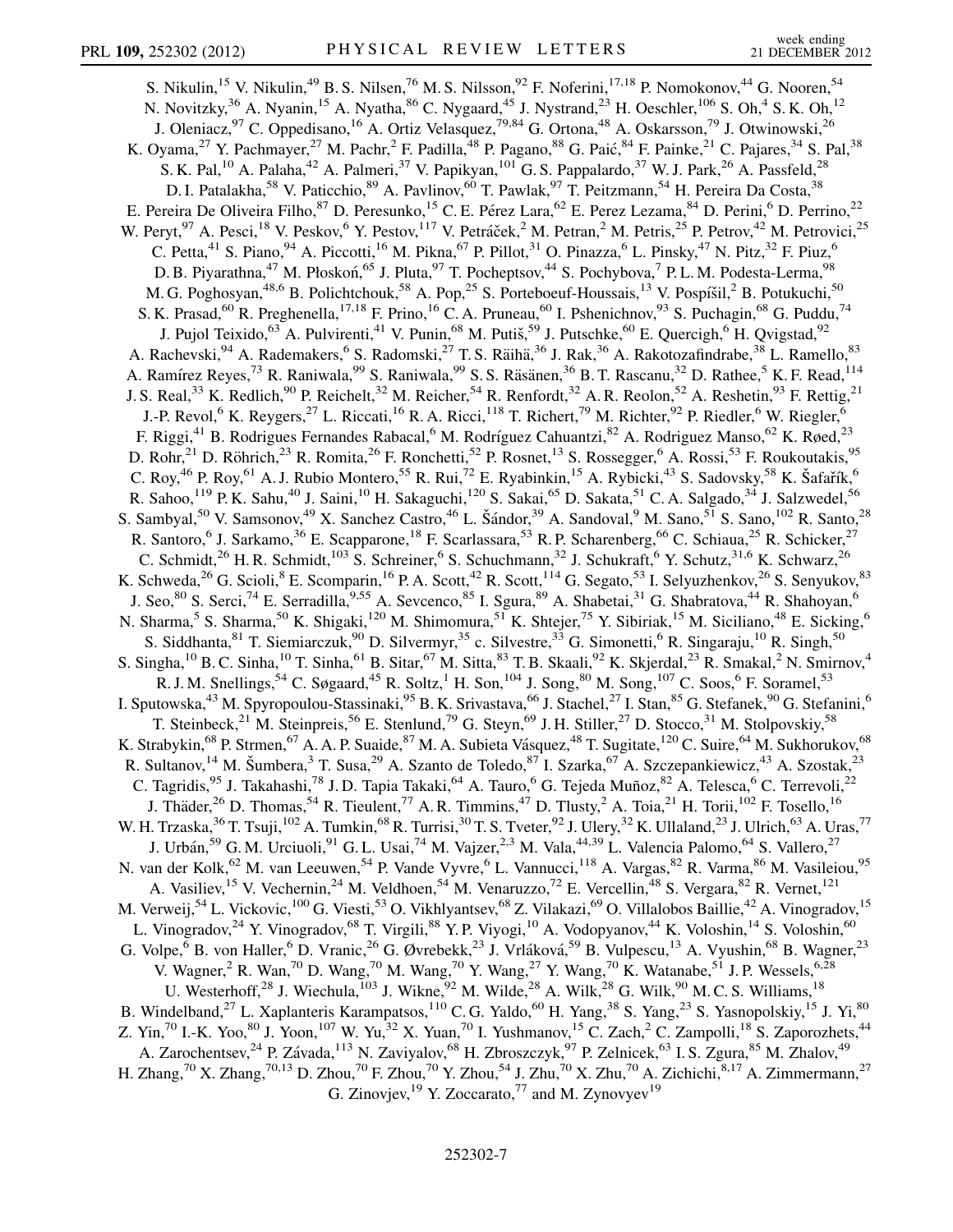S. Nikulin,[15] V. Nikulin,[49] B. S. Nilsen,[76] M. S. Nilsson,[92] F. Noferini,[17,18] P. Nomokonov,[44] G. Nooren,[54] N. Novitzky,[36] A. Nyanin,[15] A. Nyatha,[86] C. Nygaard,[45] J. Nystrand,[23] H. Oeschler,[106] S. Oh,[4] S. K. Oh,[12] J. Oleniacz,[97] C. Oppedisano,[16] A. Ortiz Velasquez,[79,84] G. Ortona,[48] A. Oskarsson,[79] J. Otwinowski,[26] K. Oyama,[27] Y. Pachmayer,[27] M. Pachr,[2] F. Padilla,[48] P. Pagano,[88] G. Paić,[84] F. Painke,[21] C. Pajares,[34] S. Pal,[38] S. K. Pal,[10] A. Palaha,[42] A. Palmeri,[37] V. Papikyan,[101] G. S. Pappalardo,[37] W. J. Park,[26] A. Passfeld,[28] D. I. Patalakha,[58] V. Paticchio,[89] A. Pavlinov,[60] T. Pawlak,[97] T. Peitzmann,[54] H. Pereira Da Costa,[38] E. Pereira De Oliveira Filho,[87] D. Peresunko,[15] C. E. Pérez Lara,[62] E. Perez Lezama,[84] D. Perini,[6] D. Perrino,[22] W. Peryt,[97] A. Pesci,[18] V. Peskov,[6] Y. Pestov,[117] V. Petráček,[2] M. Petran,[2] M. Petris,[25] P. Petrov,[42] M. Petrovici,[25] C. Petta,[41] S. Piano,[94] A. Piccotti,[16] M. Pikna,[67] P. Pillot,[31] O. Pinazza,[6] L. Pinsky,[47] N. Pitz,[32] F. Piuz,[6] D. B. Piyarathna,[47] M. Płoskoń,[65] J. Pluta,[97] T. Pocheptsov,[44] S. Pochybova,[7] P. L. M. Podesta-Lerma,[98] M. G. Poghosyan,[48,6] B. Polichtchouk,[58] A. Pop,[25] S. Porteboeuf-Houssais,[13] V. Pospíšil,[2] B. Potukuchi,[50] S. K. Prasad,[60] R. Preghenella,[17,18] F. Prino,[16] C. A. Pruneau,[60] I. Pshenichnov,[93] S. Puchagin,[68] G. Puddu,[74] J. Pujol Teixido,[63] A. Pulvirenti,[41] V. Punin,[68] M. Putiš,[59] J. Putschke,[60] E. Quercigh,[6] H. Qvigstad,[92] A. Rachevski,[94] A. Rademakers,[6] S. Radomski,[27] T. S. Räihä,[36] J. Rak,[36] A. Rakotozafindrabe,[38] L. Ramello,[83] A. Ramírez Reyes,[73] R. Raniwala,[99] S. Raniwala,[99] S. S. Räsänen,[36] B. T. Rascanu,[32] D. Rathee,[5] K. F. Read,[114] J. S. Real,[33] K. Redlich,[90] P. Reichelt,[32] M. Reicher,[54] R. Renfordt,[32] A. R. Reolon,[52] A. Reshetin,[93] F. Rettig,[21] J.-P. Revol,[6] K. Reygers,[27] L. Riccati,[16] R. A. Ricci,[118] T. Richert,[79] M. Richter,[92] P. Riedler,[6] W. Riegler,[6] F. Riggi,[41] B. Rodrigues Fernandes Rabacal,[6] M. Rodríguez Cahuantzi,[82] A. Rodriguez Manso,[62] K. Røed,[23] D. Rohr,[21] D. Röhrich,[23] R. Romita,[26] F. Ronchetti,[52] P. Rosnet,[13] S. Rossegger,[6] A. Rossi,[53] F. Roukoutakis,[95] C. Roy,[46] P. Roy,[61] A. J. Rubio Montero,[55] R. Rui,[72] E. Ryabinkin,[15] A. Rybicki,[43] S. Sadovsky,[58] K. Šafařík,[6] R. Sahoo,[119] P. K. Sahu,[40] J. Saini,[10] H. Sakaguchi,[120] S. Sakai,[65] D. Sakata,[51] C. A. Salgado,[34] J. Salzwedel,[56] S. Sambyal,[50] V. Samsonov,[49] X. Sanchez Castro,[46] L. Šándor,[39] A. Sandoval,[9] M. Sano,[51] S. Sano,[102] R. Santo,[28] R. Santoro,[6] J. Sarkamo,[36] E. Scapparone,[18] F. Scarlassara,[53] R. P. Scharenberg,[66] C. Schiaua,[25] R. Schicker,[27] C. Schmidt,[26] H. R. Schmidt,[103] S. Schreiner,[6] S. Schuchmann,[32] J. Schukraft,[6] Y. Schutz,[31,6] K. Schwarz,[26] K. Schweda,[26] G. Scioli,[8] E. Scomparin,[16] P. A. Scott,[42] R. Scott,[114] G. Segato,[53] I. Selyuzhenkov,[26] S. Senyukov,[83] J. Seo,[80] S. Serci,[74] E. Serradilla,[9,55] A. Sevcenco,[85] I. Sgura,[89] A. Shabetai,[31] G. Shabratova,[44] R. Shahoyan,[6] N. Sharma,[5] S. Sharma,[50] K. Shigaki,[120] M. Shimomura,[51] K. Shtejer,[75] Y. Sibiriak,[15] M. Siciliano,[48] E. Sicking,[6] S. Siddhanta,[81] T. Siemiarczuk,[90] D. Silvermyr,[35] c. Silvestre,[33] G. Simonetti,[6] R. Singaraju,[10] R. Singh,[50] S. Singha,[10] B. C. Sinha,[10] T. Sinha,[61] B. Sitar,[67] M. Sitta,[83] T. B. Skaali,[92] K. Skjerdal,[23] R. Smakal,[2] N. Smirnov,[4] R. J. M. Snellings,[54] C. Søgaard,[45] R. Soltz,[1] H. Son,[104] J. Song,[80] M. Song,[107] C. Soos,[6] F. Soramel,[53] I. Sputowska,[43] M. Spyropoulou-Stassinaki,[95] B. K. Srivastava,[66] J. Stachel,[27] I. Stan,[85] G. Stefanek,[90] G. Stefanini,[6] T. Steinbeck,[21] M. Steinpreis,[56] E. Stenlund,[79] G. Steyn,[69] J. H. Stiller,[27] D. Stocco,[31] M. Stolpovskiy,[58] K. Strabykin,[68] P. Strmen,[67] A. A. P. Suaide,[87] M. A. Subieta Vásquez,[48] T. Sugitate,[120] C. Suire,[64] M. Sukhorukov,[68] R. Sultanov,[14] M. Šumbera,[3] T. Susa,[29] A. Szanto de Toledo,[87] I. Szarka,[67] A. Szczepankiewicz,[43] A. Szostak,[23] C. Tagridis,[95] J. Takahashi,[78] J. D. Tapia Takaki,[64] A. Tauro,[6] G. Tejeda Muñoz,[82] A. Telesca,[6] C. Terrevoli,[22] J. Thäder,[26] D. Thomas,[54] R. Tieulent,[77] A. R. Timmins,[47] D. Tlusty,[2] A. Toia,[21] H. Torii,[102] F. Tosello,[16] W. H. Trzaska,[36] T. Tsuji,[102] A. Tumkin,[68] R. Turrisi,[30] T. S. Tveter,[92] J. Ulery,[32] K. Ullaland,[23] J. Ulrich,[63] A. Uras,[77] J. Urbán,[59] G. M. Urciuoli,[91] G. L. Usai,[74] M. Vajzer,[2,3] M. Vala,[44,39] L. Valencia Palomo,[64] S. Vallero,[27] N. van der Kolk,[62] M. van Leeuwen,[54] P. Vande Vyvre,[6] L. Vannucci,[118] A. Vargas,[82] R. Varma,[86] M. Vasileiou,[95] A. Vasiliev,[15] V. Vechernin,[24] M. Veldhoen,[54] M. Venaruzzo,[72] E. Vercellin,[48] S. Vergara,[82] R. Vernet,[121] M. Verweij,[54] L. Vickovic,[100] G. Viesti,[53] O. Vikhlyantsev,[68] Z. Vilakazi,[69] O. Villalobos Baillie,[42] A. Vinogradov,[15] L. Vinogradov,[24] Y. Vinogradov,[68] T. Virgili,[88] Y. P. Viyogi,[10] A. Vodopyanov,[44] K. Voloshin,[14] S. Voloshin,[60] G. Volpe,[6] B. von Haller,[6] D. Vranic,[26] G. Øvrebekk,[23] J. Vrláková,[59] B. Vulpescu,[13] A. Vyushin,[68] B. Wagner,[23] V. Wagner,[2] R. Wan,[70] D. Wang,[70] M. Wang,[70] Y. Wang,[27] Y. Wang,[70] K. Watanabe,[51] J. P. Wessels,[6,28] U. Westerhoff,[28] J. Wiechula,[103] J. Wikne,[92] M. Wilde,[28] A. Wilk,[28] G. Wilk,[90] M. C. S. Williams,[18] B. Windelband,[27] L. Xaplanteris Karampatsos,[110] C. G. Yaldo,[60] H. Yang,[38] S. Yang,[23] S. Yasnopolskiy,[15] J. Yi,[80] Z. Yin,[70] I.-K. Yoo,[80] J. Yoon,[107] W. Yu,[32] X. Yuan,[70] I. Yushmanov,[15] C. Zach,[2] C. Zampolli,[18] S. Zaporozhets,[44] A. Zarochentsev,[24] P. Závada,[113] N. Zaviyalov,[68] H. Zbroszczyk,[97] P. Zelnicek,[63] I. S. Zgura,[85] M. Zhalov,[49] H. Zhang,[70] X. Zhang,[70,13] D. Zhou,[70] F. Zhou,[70] Y. Zhou,[54] J. Zhu,[70] X. Zhu,[70] A. Zichichi,[8,17] A. Zimmermann,[27] G. Zinovjev,[19] Y. Zoccarato,[77] and M. Zynovyev[19]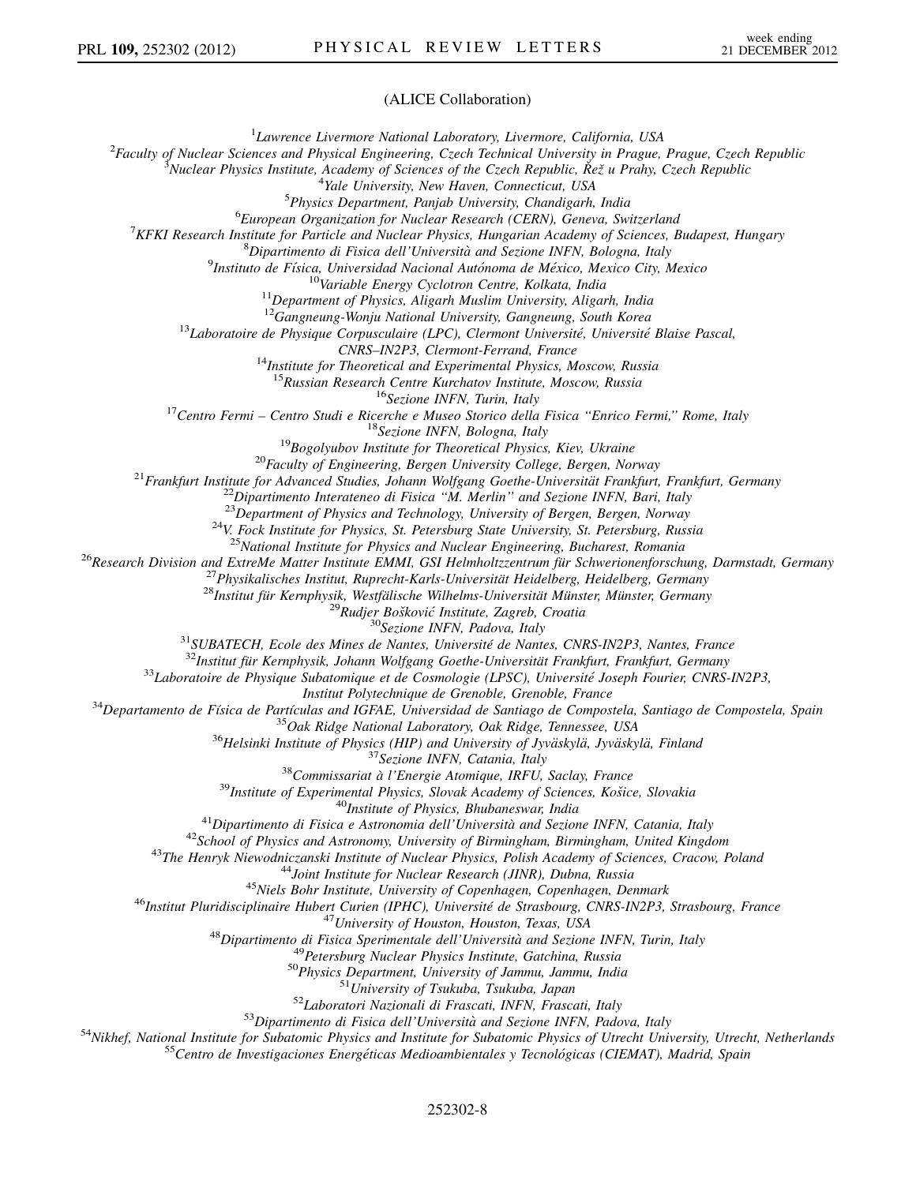(ALICE Collaboration)

[1]Lawrence Livermore National Laboratory, Livermore, California, USA
[2]Faculty of Nuclear Sciences and Physical Engineering, Czech Technical University in Prague, Prague, Czech Republic
[3]Nuclear Physics Institute, Academy of Sciences of the Czech Republic, Řež u Prahy, Czech Republic
[4]Yale University, New Haven, Connecticut, USA
[5]Physics Department, Panjab University, Chandigarh, India
[6]European Organization for Nuclear Research (CERN), Geneva, Switzerland
[7]KFKI Research Institute for Particle and Nuclear Physics, Hungarian Academy of Sciences, Budapest, Hungary
[8]Dipartimento di Fisica dell'Università and Sezione INFN, Bologna, Italy
[9]Instituto de Física, Universidad Nacional Autónoma de México, Mexico City, Mexico
[10]Variable Energy Cyclotron Centre, Kolkata, India
[11]Department of Physics, Aligarh Muslim University, Aligarh, India
[12]Gangneung-Wonju National University, Gangneung, South Korea
[13]Laboratoire de Physique Corpusculaire (LPC), Clermont Université, Université Blaise Pascal, CNRS–IN2P3, Clermont-Ferrand, France
[14]Institute for Theoretical and Experimental Physics, Moscow, Russia
[15]Russian Research Centre Kurchatov Institute, Moscow, Russia
[16]Sezione INFN, Turin, Italy
[17]Centro Fermi – Centro Studi e Ricerche e Museo Storico della Fisica "Enrico Fermi," Rome, Italy
[18]Sezione INFN, Bologna, Italy
[19]Bogolyubov Institute for Theoretical Physics, Kiev, Ukraine
[20]Faculty of Engineering, Bergen University College, Bergen, Norway
[21]Frankfurt Institute for Advanced Studies, Johann Wolfgang Goethe-Universität Frankfurt, Frankfurt, Germany
[22]Dipartimento Interateneo di Fisica "M. Merlin" and Sezione INFN, Bari, Italy
[23]Department of Physics and Technology, University of Bergen, Bergen, Norway
[24]V. Fock Institute for Physics, St. Petersburg State University, St. Petersburg, Russia
[25]National Institute for Physics and Nuclear Engineering, Bucharest, Romania
[26]Research Division and ExtreMe Matter Institute EMMI, GSI Helmholtzzentrum für Schwerionenforschung, Darmstadt, Germany
[27]Physikalisches Institut, Ruprecht-Karls-Universität Heidelberg, Heidelberg, Germany
[28]Institut für Kernphysik, Westfälische Wilhelms-Universität Münster, Münster, Germany
[29]Rudjer Bošković Institute, Zagreb, Croatia
[30]Sezione INFN, Padova, Italy
[31]SUBATECH, Ecole des Mines de Nantes, Université de Nantes, CNRS-IN2P3, Nantes, France
[32]Institut für Kernphysik, Johann Wolfgang Goethe-Universität Frankfurt, Frankfurt, Germany
[33]Laboratoire de Physique Subatomique et de Cosmologie (LPSC), Université Joseph Fourier, CNRS-IN2P3, Institut Polytechnique de Grenoble, Grenoble, France
[34]Departamento de Física de Partículas and IGFAE, Universidad de Santiago de Compostela, Santiago de Compostela, Spain
[35]Oak Ridge National Laboratory, Oak Ridge, Tennessee, USA
[36]Helsinki Institute of Physics (HIP) and University of Jyväskylä, Jyväskylä, Finland
[37]Sezione INFN, Catania, Italy
[38]Commissariat à l'Energie Atomique, IRFU, Saclay, France
[39]Institute of Experimental Physics, Slovak Academy of Sciences, Košice, Slovakia
[40]Institute of Physics, Bhubaneswar, India
[41]Dipartimento di Fisica e Astronomia dell'Università and Sezione INFN, Catania, Italy
[42]School of Physics and Astronomy, University of Birmingham, Birmingham, United Kingdom
[43]The Henryk Niewodniczanski Institute of Nuclear Physics, Polish Academy of Sciences, Cracow, Poland
[44]Joint Institute for Nuclear Research (JINR), Dubna, Russia
[45]Niels Bohr Institute, University of Copenhagen, Copenhagen, Denmark
[46]Institut Pluridisciplinaire Hubert Curien (IPHC), Université de Strasbourg, CNRS-IN2P3, Strasbourg, France
[47]University of Houston, Houston, Texas, USA
[48]Dipartimento di Fisica Sperimentale dell'Università and Sezione INFN, Turin, Italy
[49]Petersburg Nuclear Physics Institute, Gatchina, Russia
[50]Physics Department, University of Jammu, Jammu, India
[51]University of Tsukuba, Tsukuba, Japan
[52]Laboratori Nazionali di Frascati, INFN, Frascati, Italy
[53]Dipartimento di Fisica dell'Università and Sezione INFN, Padova, Italy
[54]Nikhef, National Institute for Subatomic Physics and Institute for Subatomic Physics of Utrecht University, Utrecht, Netherlands
[55]Centro de Investigaciones Energéticas Medioambientales y Tecnológicas (CIEMAT), Madrid, Spain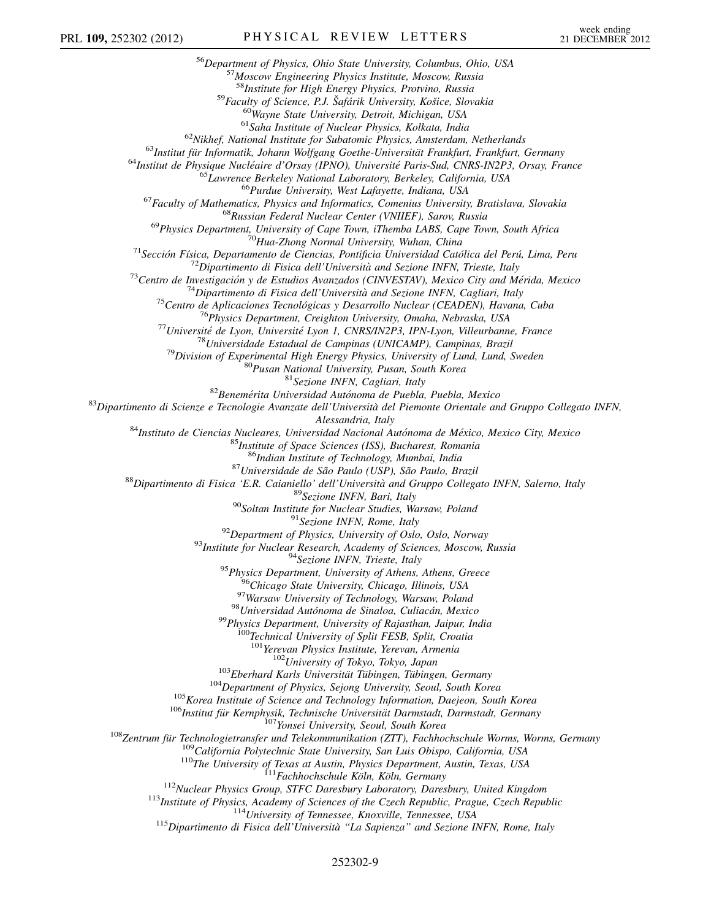[56]Department of Physics, Ohio State University, Columbus, Ohio, USA
[57]Moscow Engineering Physics Institute, Moscow, Russia
[58]Institute for High Energy Physics, Protvino, Russia
[59]Faculty of Science, P.J. Šafárik University, Košice, Slovakia
[60]Wayne State University, Detroit, Michigan, USA
[61]Saha Institute of Nuclear Physics, Kolkata, India
[62]Nikhef, National Institute for Subatomic Physics, Amsterdam, Netherlands
[63]Institut für Informatik, Johann Wolfgang Goethe-Universität Frankfurt, Frankfurt, Germany
[64]Institut de Physique Nucléaire d'Orsay (IPNO), Université Paris-Sud, CNRS-IN2P3, Orsay, France
[65]Lawrence Berkeley National Laboratory, Berkeley, California, USA
[66]Purdue University, West Lafayette, Indiana, USA
[67]Faculty of Mathematics, Physics and Informatics, Comenius University, Bratislava, Slovakia
[68]Russian Federal Nuclear Center (VNIIEF), Sarov, Russia
[69]Physics Department, University of Cape Town, iThemba LABS, Cape Town, South Africa
[70]Hua-Zhong Normal University, Wuhan, China
[71]Sección Física, Departamento de Ciencias, Pontificia Universidad Católica del Perú, Lima, Peru
[72]Dipartimento di Fisica dell'Università and Sezione INFN, Trieste, Italy
[73]Centro de Investigación y de Estudios Avanzados (CINVESTAV), Mexico City and Mérida, Mexico
[74]Dipartimento di Fisica dell'Università and Sezione INFN, Cagliari, Italy
[75]Centro de Aplicaciones Tecnológicas y Desarrollo Nuclear (CEADEN), Havana, Cuba
[76]Physics Department, Creighton University, Omaha, Nebraska, USA
[77]Université de Lyon, Université Lyon 1, CNRS/IN2P3, IPN-Lyon, Villeurbanne, France
[78]Universidade Estadual de Campinas (UNICAMP), Campinas, Brazil
[79]Division of Experimental High Energy Physics, University of Lund, Lund, Sweden
[80]Pusan National University, Pusan, South Korea
[81]Sezione INFN, Cagliari, Italy
[82]Benemérita Universidad Autónoma de Puebla, Puebla, Mexico
[83]Dipartimento di Scienze e Tecnologie Avanzate dell'Università del Piemonte Orientale and Gruppo Collegato INFN, Alessandria, Italy
[84]Instituto de Ciencias Nucleares, Universidad Nacional Autónoma de México, Mexico City, Mexico
[85]Institute of Space Sciences (ISS), Bucharest, Romania
[86]Indian Institute of Technology, Mumbai, India
[87]Universidade de São Paulo (USP), São Paulo, Brazil
[88]Dipartimento di Fisica 'E.R. Caianiello' dell'Università and Gruppo Collegato INFN, Salerno, Italy
[89]Sezione INFN, Bari, Italy
[90]Soltan Institute for Nuclear Studies, Warsaw, Poland
[91]Sezione INFN, Rome, Italy
[92]Department of Physics, University of Oslo, Oslo, Norway
[93]Institute for Nuclear Research, Academy of Sciences, Moscow, Russia
[94]Sezione INFN, Trieste, Italy
[95]Physics Department, University of Athens, Athens, Greece
[96]Chicago State University, Chicago, Illinois, USA
[97]Warsaw University of Technology, Warsaw, Poland
[98]Universidad Autónoma de Sinaloa, Culiacán, Mexico
[99]Physics Department, University of Rajasthan, Jaipur, India
[100]Technical University of Split FESB, Split, Croatia
[101]Yerevan Physics Institute, Yerevan, Armenia
[102]University of Tokyo, Tokyo, Japan
[103]Eberhard Karls Universität Tübingen, Tübingen, Germany
[104]Department of Physics, Sejong University, Seoul, South Korea
[105]Korea Institute of Science and Technology Information, Daejeon, South Korea
[106]Institut für Kernphysik, Technische Universität Darmstadt, Darmstadt, Germany
[107]Yonsei University, Seoul, South Korea
[108]Zentrum für Technologietransfer und Telekommunikation (ZTT), Fachhochschule Worms, Worms, Germany
[109]California Polytechnic State University, San Luis Obispo, California, USA
[110]The University of Texas at Austin, Physics Department, Austin, Texas, USA
[111]Fachhochschule Köln, Köln, Germany
[112]Nuclear Physics Group, STFC Daresbury Laboratory, Daresbury, United Kingdom
[113]Institute of Physics, Academy of Sciences of the Czech Republic, Prague, Czech Republic
[114]University of Tennessee, Knoxville, Tennessee, USA
[115]Dipartimento di Fisica dell'Università "La Sapienza" and Sezione INFN, Rome, Italy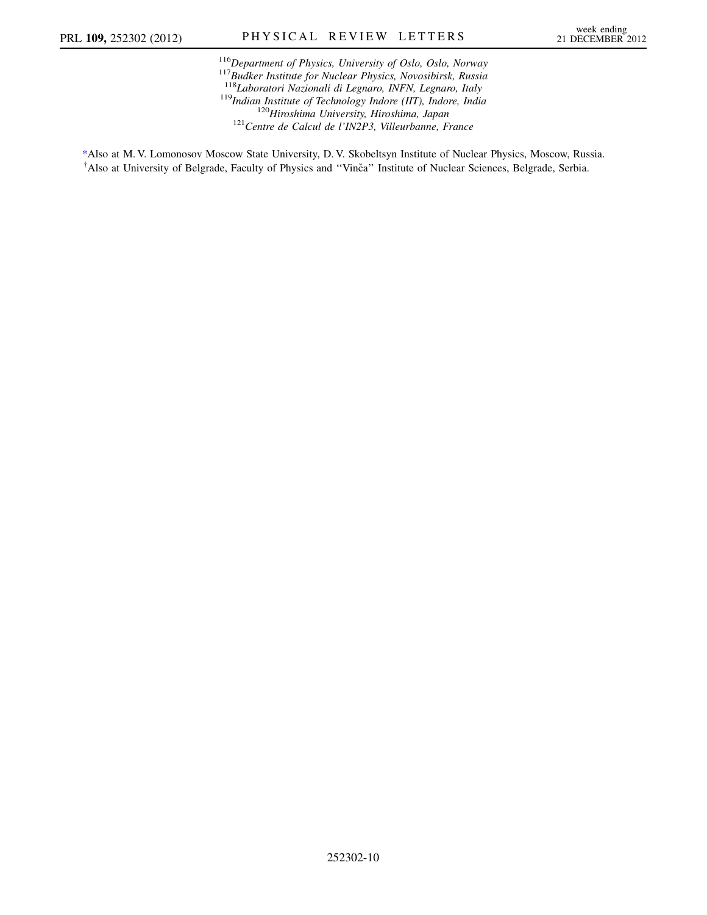[116]*Department of Physics, University of Oslo, Oslo, Norway*
[117]*Budker Institute for Nuclear Physics, Novosibirsk, Russia*
[118]*Laboratori Nazionali di Legnaro, INFN, Legnaro, Italy*
[119]*Indian Institute of Technology Indore (IIT), Indore, India*
[120]*Hiroshima University, Hiroshima, Japan*
[121]*Centre de Calcul de l'IN2P3, Villeurbanne, France*

[*]Also at M. V. Lomonosov Moscow State University, D. V. Skobeltsyn Institute of Nuclear Physics, Moscow, Russia.
[†]Also at University of Belgrade, Faculty of Physics and ''Vinča'' Institute of Nuclear Sciences, Belgrade, Serbia.